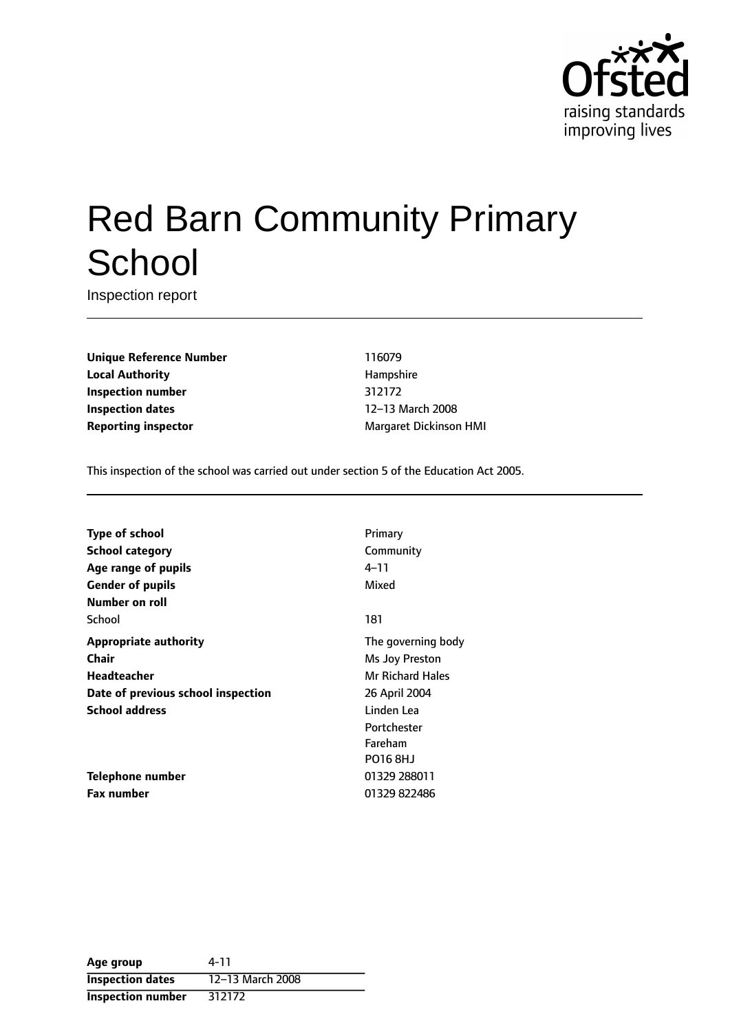# Red Barn Community Primary School

Inspection report

| | |
|---|---|
| **Unique Reference Number** | 116079 |
| **Local Authority** | Hampshire |
| **Inspection number** | 312172 |
| **Inspection dates** | 12–13 March 2008 |
| **Reporting inspector** | Margaret Dickinson HMI |

This inspection of the school was carried out under section 5 of the Education Act 2005.

| | |
|---|---|
| **Type of school** | Primary |
| **School category** | Community |
| **Age range of pupils** | 4–11 |
| **Gender of pupils** | Mixed |
| **Number on roll** | |
| School | 181 |
| **Appropriate authority** | The governing body |
| **Chair** | Ms Joy Preston |
| **Headteacher** | Mr Richard Hales |
| **Date of previous school inspection** | 26 April 2004 |
| **School address** | Linden Lea<br>Portchester<br>Fareham<br>PO16 8HJ |
| **Telephone number** | 01329 288011 |
| **Fax number** | 01329 822486 |

| | |
|---|---|
| **Age group** | 4-11 |
| **Inspection dates** | 12–13 March 2008 |
| **Inspection number** | 312172 |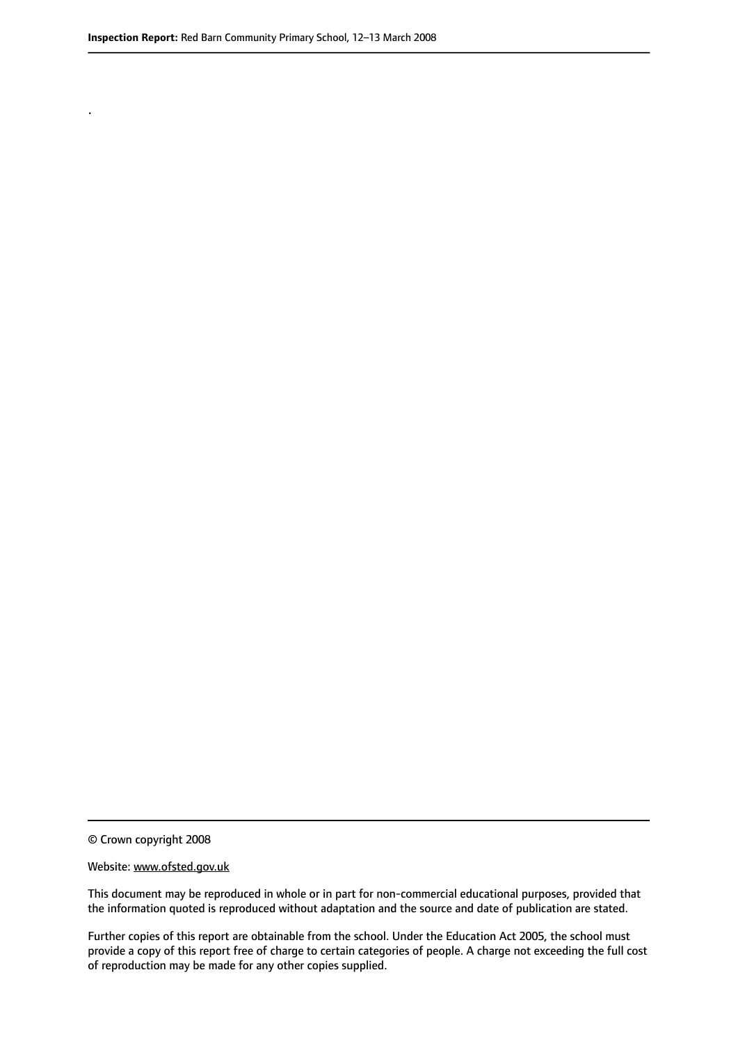.

© Crown copyright 2008

Website: www.ofsted.gov.uk

This document may be reproduced in whole or in part for non-commercial educational purposes, provided that the information quoted is reproduced without adaptation and the source and date of publication are stated.

Further copies of this report are obtainable from the school. Under the Education Act 2005, the school must provide a copy of this report free of charge to certain categories of people. A charge not exceeding the full cost of reproduction may be made for any other copies supplied.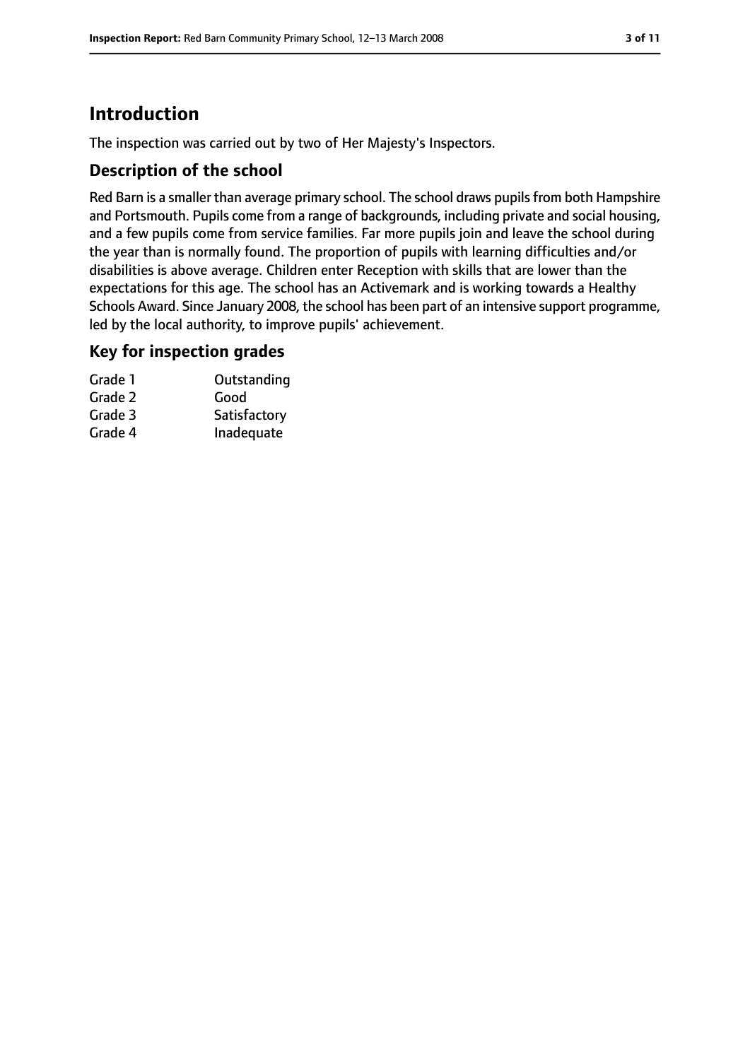# Introduction

The inspection was carried out by two of Her Majesty's Inspectors.

## Description of the school

Red Barn is a smaller than average primary school. The school draws pupils from both Hampshire and Portsmouth. Pupils come from a range of backgrounds, including private and social housing, and a few pupils come from service families. Far more pupils join and leave the school during the year than is normally found. The proportion of pupils with learning difficulties and/or disabilities is above average. Children enter Reception with skills that are lower than the expectations for this age. The school has an Activemark and is working towards a Healthy Schools Award. Since January 2008, the school has been part of an intensive support programme, led by the local authority, to improve pupils' achievement.

## Key for inspection grades

| | |
|---|---|
| Grade 1 | Outstanding |
| Grade 2 | Good |
| Grade 3 | Satisfactory |
| Grade 4 | Inadequate |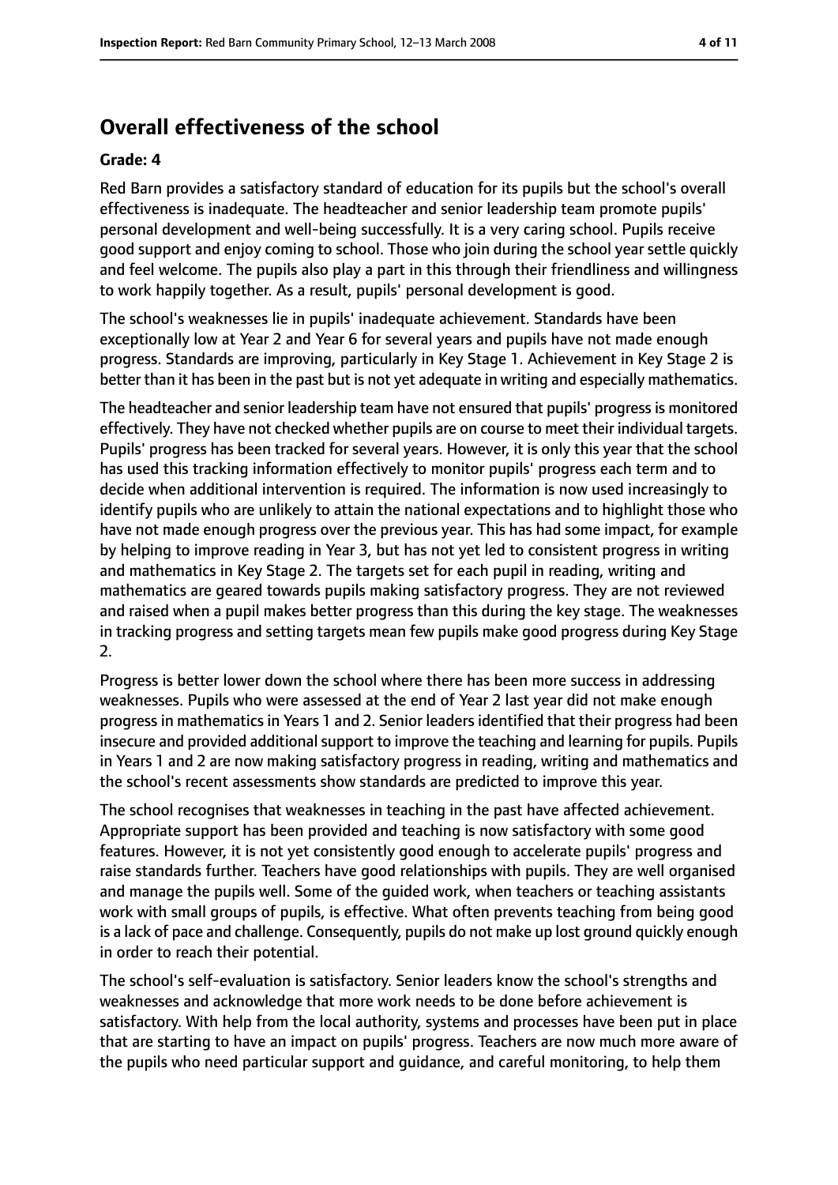## Overall effectiveness of the school

**Grade: 4**

Red Barn provides a satisfactory standard of education for its pupils but the school's overall effectiveness is inadequate. The headteacher and senior leadership team promote pupils' personal development and well-being successfully. It is a very caring school. Pupils receive good support and enjoy coming to school. Those who join during the school year settle quickly and feel welcome. The pupils also play a part in this through their friendliness and willingness to work happily together. As a result, pupils' personal development is good.

The school's weaknesses lie in pupils' inadequate achievement. Standards have been exceptionally low at Year 2 and Year 6 for several years and pupils have not made enough progress. Standards are improving, particularly in Key Stage 1. Achievement in Key Stage 2 is better than it has been in the past but is not yet adequate in writing and especially mathematics.

The headteacher and senior leadership team have not ensured that pupils' progress is monitored effectively. They have not checked whether pupils are on course to meet their individual targets. Pupils' progress has been tracked for several years. However, it is only this year that the school has used this tracking information effectively to monitor pupils' progress each term and to decide when additional intervention is required. The information is now used increasingly to identify pupils who are unlikely to attain the national expectations and to highlight those who have not made enough progress over the previous year. This has had some impact, for example by helping to improve reading in Year 3, but has not yet led to consistent progress in writing and mathematics in Key Stage 2. The targets set for each pupil in reading, writing and mathematics are geared towards pupils making satisfactory progress. They are not reviewed and raised when a pupil makes better progress than this during the key stage. The weaknesses in tracking progress and setting targets mean few pupils make good progress during Key Stage 2.

Progress is better lower down the school where there has been more success in addressing weaknesses. Pupils who were assessed at the end of Year 2 last year did not make enough progress in mathematics in Years 1 and 2. Senior leaders identified that their progress had been insecure and provided additional support to improve the teaching and learning for pupils. Pupils in Years 1 and 2 are now making satisfactory progress in reading, writing and mathematics and the school's recent assessments show standards are predicted to improve this year.

The school recognises that weaknesses in teaching in the past have affected achievement. Appropriate support has been provided and teaching is now satisfactory with some good features. However, it is not yet consistently good enough to accelerate pupils' progress and raise standards further. Teachers have good relationships with pupils. They are well organised and manage the pupils well. Some of the guided work, when teachers or teaching assistants work with small groups of pupils, is effective. What often prevents teaching from being good is a lack of pace and challenge. Consequently, pupils do not make up lost ground quickly enough in order to reach their potential.

The school's self-evaluation is satisfactory. Senior leaders know the school's strengths and weaknesses and acknowledge that more work needs to be done before achievement is satisfactory. With help from the local authority, systems and processes have been put in place that are starting to have an impact on pupils' progress. Teachers are now much more aware of the pupils who need particular support and guidance, and careful monitoring, to help them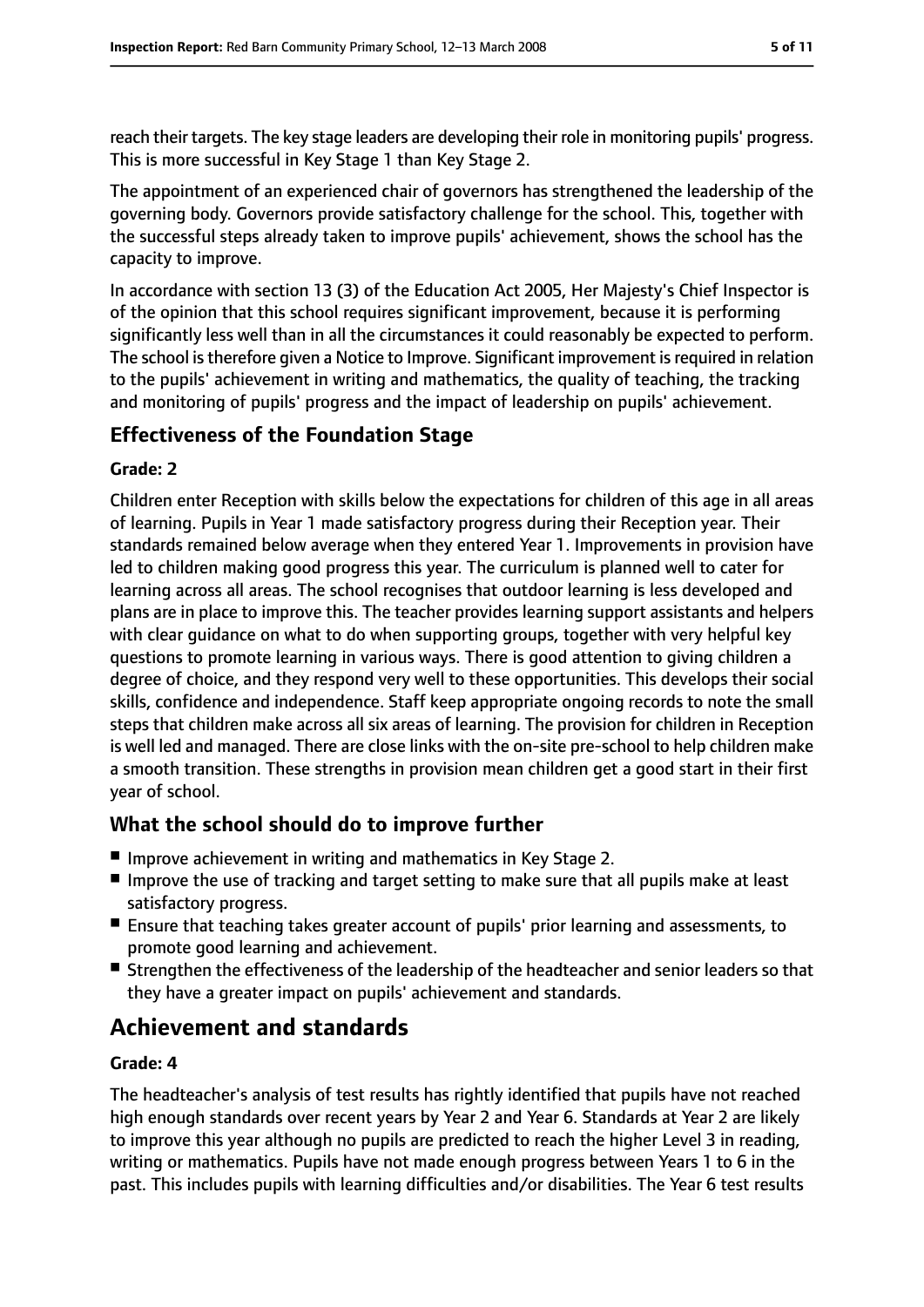reach their targets. The key stage leaders are developing their role in monitoring pupils' progress. This is more successful in Key Stage 1 than Key Stage 2.

The appointment of an experienced chair of governors has strengthened the leadership of the governing body. Governors provide satisfactory challenge for the school. This, together with the successful steps already taken to improve pupils' achievement, shows the school has the capacity to improve.

In accordance with section 13 (3) of the Education Act 2005, Her Majesty's Chief Inspector is of the opinion that this school requires significant improvement, because it is performing significantly less well than in all the circumstances it could reasonably be expected to perform. The school is therefore given a Notice to Improve. Significant improvement is required in relation to the pupils' achievement in writing and mathematics, the quality of teaching, the tracking and monitoring of pupils' progress and the impact of leadership on pupils' achievement.

### Effectiveness of the Foundation Stage

#### Grade: 2

Children enter Reception with skills below the expectations for children of this age in all areas of learning. Pupils in Year 1 made satisfactory progress during their Reception year. Their standards remained below average when they entered Year 1. Improvements in provision have led to children making good progress this year. The curriculum is planned well to cater for learning across all areas. The school recognises that outdoor learning is less developed and plans are in place to improve this. The teacher provides learning support assistants and helpers with clear guidance on what to do when supporting groups, together with very helpful key questions to promote learning in various ways. There is good attention to giving children a degree of choice, and they respond very well to these opportunities. This develops their social skills, confidence and independence. Staff keep appropriate ongoing records to note the small steps that children make across all six areas of learning. The provision for children in Reception is well led and managed. There are close links with the on-site pre-school to help children make a smooth transition. These strengths in provision mean children get a good start in their first year of school.

### What the school should do to improve further

- Improve achievement in writing and mathematics in Key Stage 2.
- Improve the use of tracking and target setting to make sure that all pupils make at least satisfactory progress.
- Ensure that teaching takes greater account of pupils' prior learning and assessments, to promote good learning and achievement.
- Strengthen the effectiveness of the leadership of the headteacher and senior leaders so that they have a greater impact on pupils' achievement and standards.

## Achievement and standards

#### Grade: 4

The headteacher's analysis of test results has rightly identified that pupils have not reached high enough standards over recent years by Year 2 and Year 6. Standards at Year 2 are likely to improve this year although no pupils are predicted to reach the higher Level 3 in reading, writing or mathematics. Pupils have not made enough progress between Years 1 to 6 in the past. This includes pupils with learning difficulties and/or disabilities. The Year 6 test results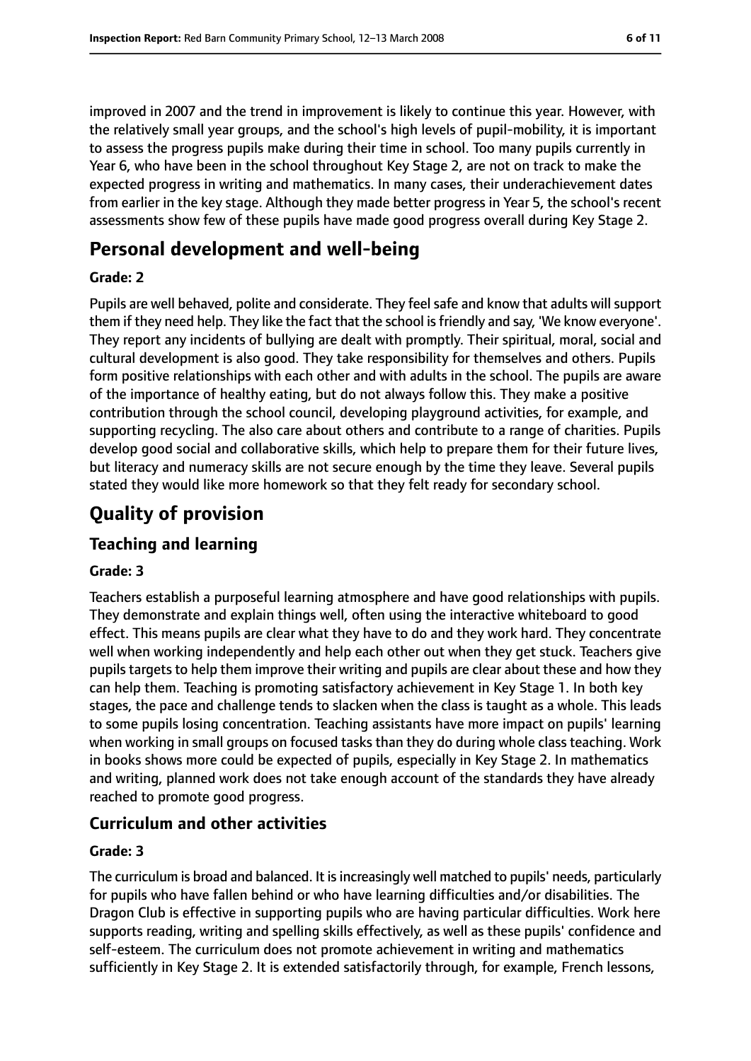improved in 2007 and the trend in improvement is likely to continue this year. However, with the relatively small year groups, and the school's high levels of pupil-mobility, it is important to assess the progress pupils make during their time in school. Too many pupils currently in Year 6, who have been in the school throughout Key Stage 2, are not on track to make the expected progress in writing and mathematics. In many cases, their underachievement dates from earlier in the key stage. Although they made better progress in Year 5, the school's recent assessments show few of these pupils have made good progress overall during Key Stage 2.

## Personal development and well-being

**Grade: 2**

Pupils are well behaved, polite and considerate. They feel safe and know that adults will support them if they need help. They like the fact that the school is friendly and say, 'We know everyone'. They report any incidents of bullying are dealt with promptly. Their spiritual, moral, social and cultural development is also good. They take responsibility for themselves and others. Pupils form positive relationships with each other and with adults in the school. The pupils are aware of the importance of healthy eating, but do not always follow this. They make a positive contribution through the school council, developing playground activities, for example, and supporting recycling. The also care about others and contribute to a range of charities. Pupils develop good social and collaborative skills, which help to prepare them for their future lives, but literacy and numeracy skills are not secure enough by the time they leave. Several pupils stated they would like more homework so that they felt ready for secondary school.

# Quality of provision

## Teaching and learning

**Grade: 3**

Teachers establish a purposeful learning atmosphere and have good relationships with pupils. They demonstrate and explain things well, often using the interactive whiteboard to good effect. This means pupils are clear what they have to do and they work hard. They concentrate well when working independently and help each other out when they get stuck. Teachers give pupils targets to help them improve their writing and pupils are clear about these and how they can help them. Teaching is promoting satisfactory achievement in Key Stage 1. In both key stages, the pace and challenge tends to slacken when the class is taught as a whole. This leads to some pupils losing concentration. Teaching assistants have more impact on pupils' learning when working in small groups on focused tasks than they do during whole class teaching. Work in books shows more could be expected of pupils, especially in Key Stage 2. In mathematics and writing, planned work does not take enough account of the standards they have already reached to promote good progress.

## Curriculum and other activities

**Grade: 3**

The curriculum is broad and balanced. It is increasingly well matched to pupils' needs, particularly for pupils who have fallen behind or who have learning difficulties and/or disabilities. The Dragon Club is effective in supporting pupils who are having particular difficulties. Work here supports reading, writing and spelling skills effectively, as well as these pupils' confidence and self-esteem. The curriculum does not promote achievement in writing and mathematics sufficiently in Key Stage 2. It is extended satisfactorily through, for example, French lessons,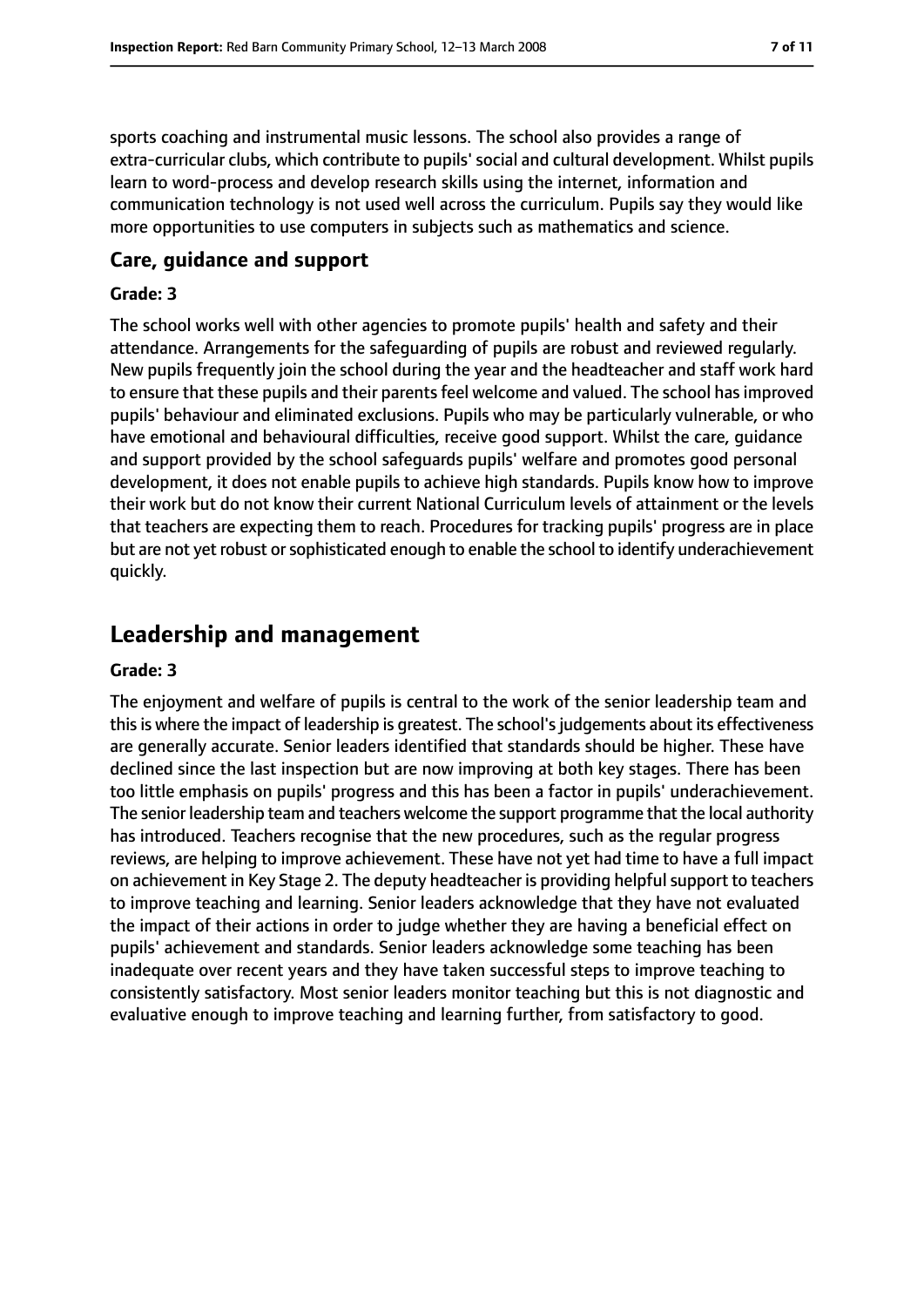sports coaching and instrumental music lessons. The school also provides a range of extra-curricular clubs, which contribute to pupils' social and cultural development. Whilst pupils learn to word-process and develop research skills using the internet, information and communication technology is not used well across the curriculum. Pupils say they would like more opportunities to use computers in subjects such as mathematics and science.

### Care, guidance and support

#### Grade: 3

The school works well with other agencies to promote pupils' health and safety and their attendance. Arrangements for the safeguarding of pupils are robust and reviewed regularly. New pupils frequently join the school during the year and the headteacher and staff work hard to ensure that these pupils and their parents feel welcome and valued. The school has improved pupils' behaviour and eliminated exclusions. Pupils who may be particularly vulnerable, or who have emotional and behavioural difficulties, receive good support. Whilst the care, guidance and support provided by the school safeguards pupils' welfare and promotes good personal development, it does not enable pupils to achieve high standards. Pupils know how to improve their work but do not know their current National Curriculum levels of attainment or the levels that teachers are expecting them to reach. Procedures for tracking pupils' progress are in place but are not yet robust or sophisticated enough to enable the school to identify underachievement quickly.

## Leadership and management

#### Grade: 3

The enjoyment and welfare of pupils is central to the work of the senior leadership team and this is where the impact of leadership is greatest. The school's judgements about its effectiveness are generally accurate. Senior leaders identified that standards should be higher. These have declined since the last inspection but are now improving at both key stages. There has been too little emphasis on pupils' progress and this has been a factor in pupils' underachievement. The senior leadership team and teachers welcome the support programme that the local authority has introduced. Teachers recognise that the new procedures, such as the regular progress reviews, are helping to improve achievement. These have not yet had time to have a full impact on achievement in Key Stage 2. The deputy headteacher is providing helpful support to teachers to improve teaching and learning. Senior leaders acknowledge that they have not evaluated the impact of their actions in order to judge whether they are having a beneficial effect on pupils' achievement and standards. Senior leaders acknowledge some teaching has been inadequate over recent years and they have taken successful steps to improve teaching to consistently satisfactory. Most senior leaders monitor teaching but this is not diagnostic and evaluative enough to improve teaching and learning further, from satisfactory to good.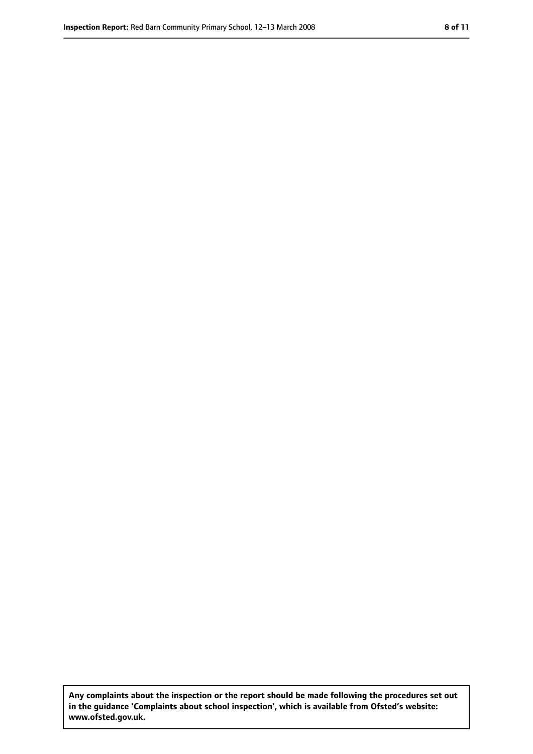**Any complaints about the inspection or the report should be made following the procedures set out in the guidance 'Complaints about school inspection', which is available from Ofsted's website: www.ofsted.gov.uk.**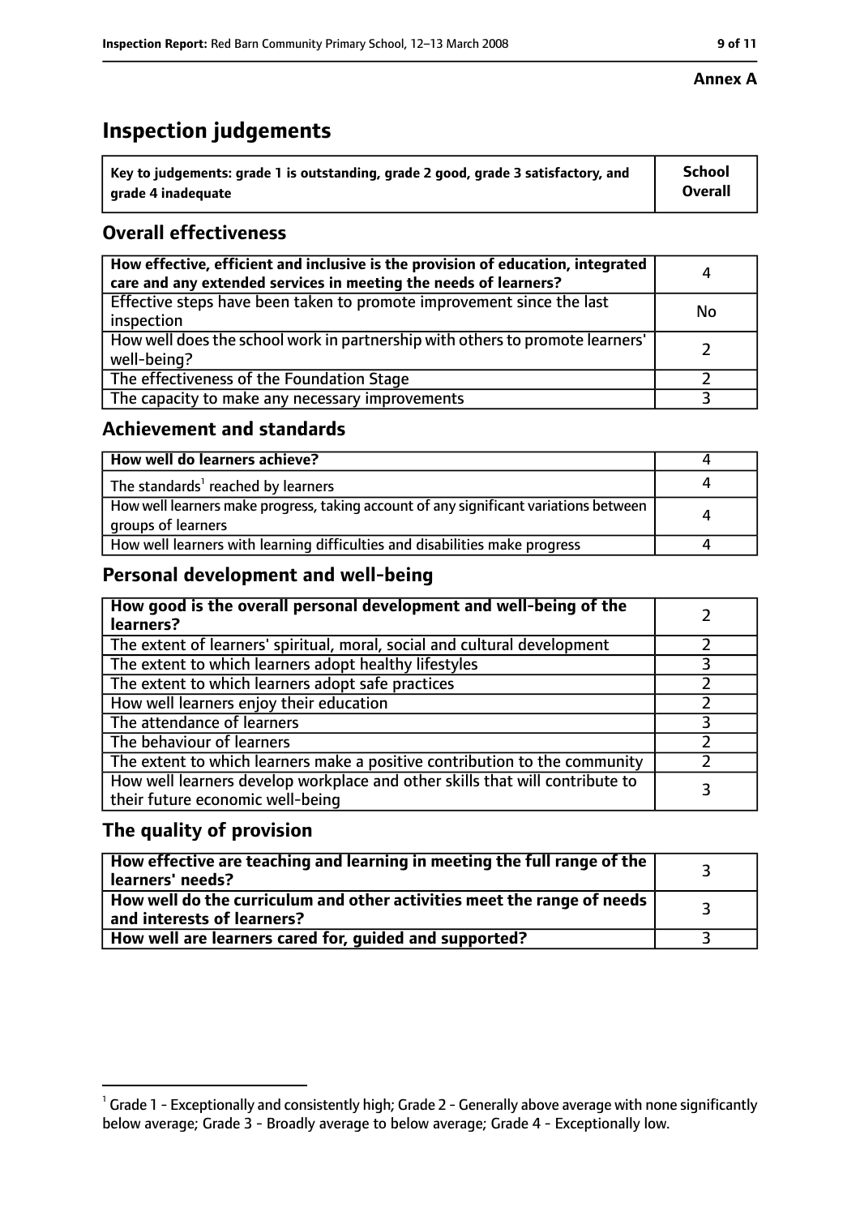**Annex A**

# Inspection judgements

| Key to judgements: grade 1 is outstanding, grade 2 good, grade 3 satisfactory, and grade 4 inadequate | School Overall |
|---|---|

## Overall effectiveness

| | |
|---|---|
| How effective, efficient and inclusive is the provision of education, integrated care and any extended services in meeting the needs of learners? | 4 |
| Effective steps have been taken to promote improvement since the last inspection | No |
| How well does the school work in partnership with others to promote learners' well-being? | 2 |
| The effectiveness of the Foundation Stage | 2 |
| The capacity to make any necessary improvements | 3 |

## Achievement and standards

| | |
|---|---|
| How well do learners achieve? | 4 |
| The standards[1] reached by learners | 4 |
| How well learners make progress, taking account of any significant variations between groups of learners | 4 |
| How well learners with learning difficulties and disabilities make progress | 4 |

## Personal development and well-being

| | |
|---|---|
| How good is the overall personal development and well-being of the learners? | 2 |
| The extent of learners' spiritual, moral, social and cultural development | 2 |
| The extent to which learners adopt healthy lifestyles | 3 |
| The extent to which learners adopt safe practices | 2 |
| How well learners enjoy their education | 2 |
| The attendance of learners | 3 |
| The behaviour of learners | 2 |
| The extent to which learners make a positive contribution to the community | 2 |
| How well learners develop workplace and other skills that will contribute to their future economic well-being | 3 |

## The quality of provision

| | |
|---|---|
| How effective are teaching and learning in meeting the full range of the learners' needs? | 3 |
| How well do the curriculum and other activities meet the range of needs and interests of learners? | 3 |
| How well are learners cared for, guided and supported? | 3 |

[1] Grade 1 - Exceptionally and consistently high; Grade 2 - Generally above average with none significantly below average; Grade 3 - Broadly average to below average; Grade 4 - Exceptionally low.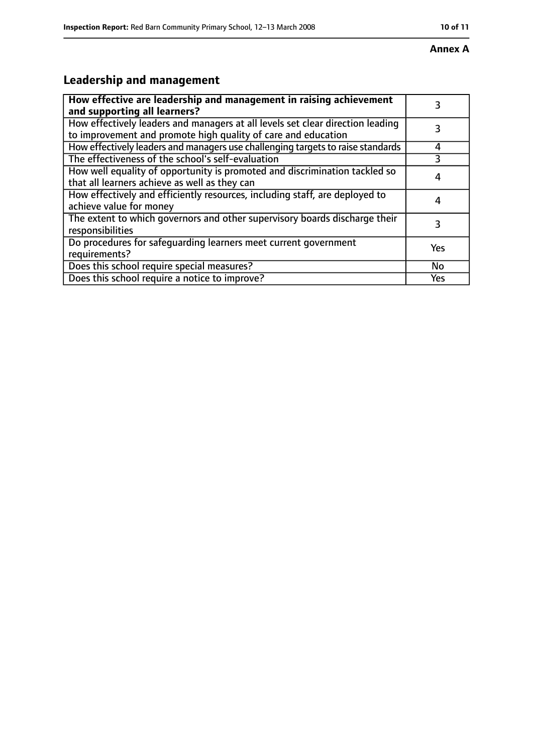**Annex A**

## Leadership and management

| How effective are leadership and management in raising achievement and supporting all learners? | 3 |
| --- | --- |
| How effectively leaders and managers at all levels set clear direction leading to improvement and promote high quality of care and education | 3 |
| How effectively leaders and managers use challenging targets to raise standards | 4 |
| The effectiveness of the school's self-evaluation | 3 |
| How well equality of opportunity is promoted and discrimination tackled so that all learners achieve as well as they can | 4 |
| How effectively and efficiently resources, including staff, are deployed to achieve value for money | 4 |
| The extent to which governors and other supervisory boards discharge their responsibilities | 3 |
| Do procedures for safeguarding learners meet current government requirements? | Yes |
| Does this school require special measures? | No |
| Does this school require a notice to improve? | Yes |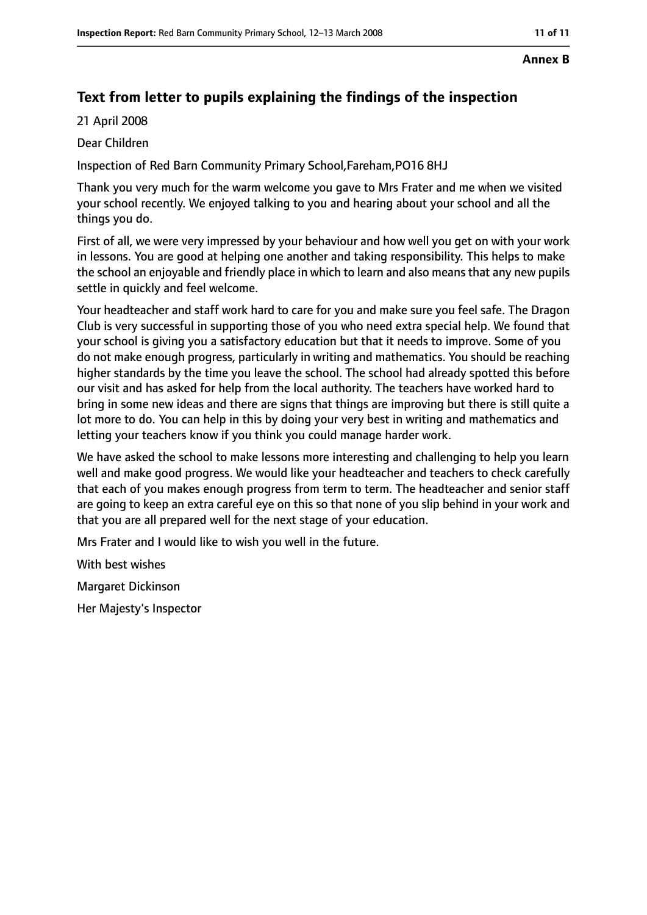Annex B

## Text from letter to pupils explaining the findings of the inspection

21 April 2008

Dear Children

Inspection of Red Barn Community Primary School,Fareham,PO16 8HJ

Thank you very much for the warm welcome you gave to Mrs Frater and me when we visited your school recently. We enjoyed talking to you and hearing about your school and all the things you do.

First of all, we were very impressed by your behaviour and how well you get on with your work in lessons. You are good at helping one another and taking responsibility. This helps to make the school an enjoyable and friendly place in which to learn and also means that any new pupils settle in quickly and feel welcome.

Your headteacher and staff work hard to care for you and make sure you feel safe. The Dragon Club is very successful in supporting those of you who need extra special help. We found that your school is giving you a satisfactory education but that it needs to improve. Some of you do not make enough progress, particularly in writing and mathematics. You should be reaching higher standards by the time you leave the school. The school had already spotted this before our visit and has asked for help from the local authority. The teachers have worked hard to bring in some new ideas and there are signs that things are improving but there is still quite a lot more to do. You can help in this by doing your very best in writing and mathematics and letting your teachers know if you think you could manage harder work.

We have asked the school to make lessons more interesting and challenging to help you learn well and make good progress. We would like your headteacher and teachers to check carefully that each of you makes enough progress from term to term. The headteacher and senior staff are going to keep an extra careful eye on this so that none of you slip behind in your work and that you are all prepared well for the next stage of your education.

Mrs Frater and I would like to wish you well in the future.

With best wishes

Margaret Dickinson

Her Majesty's Inspector